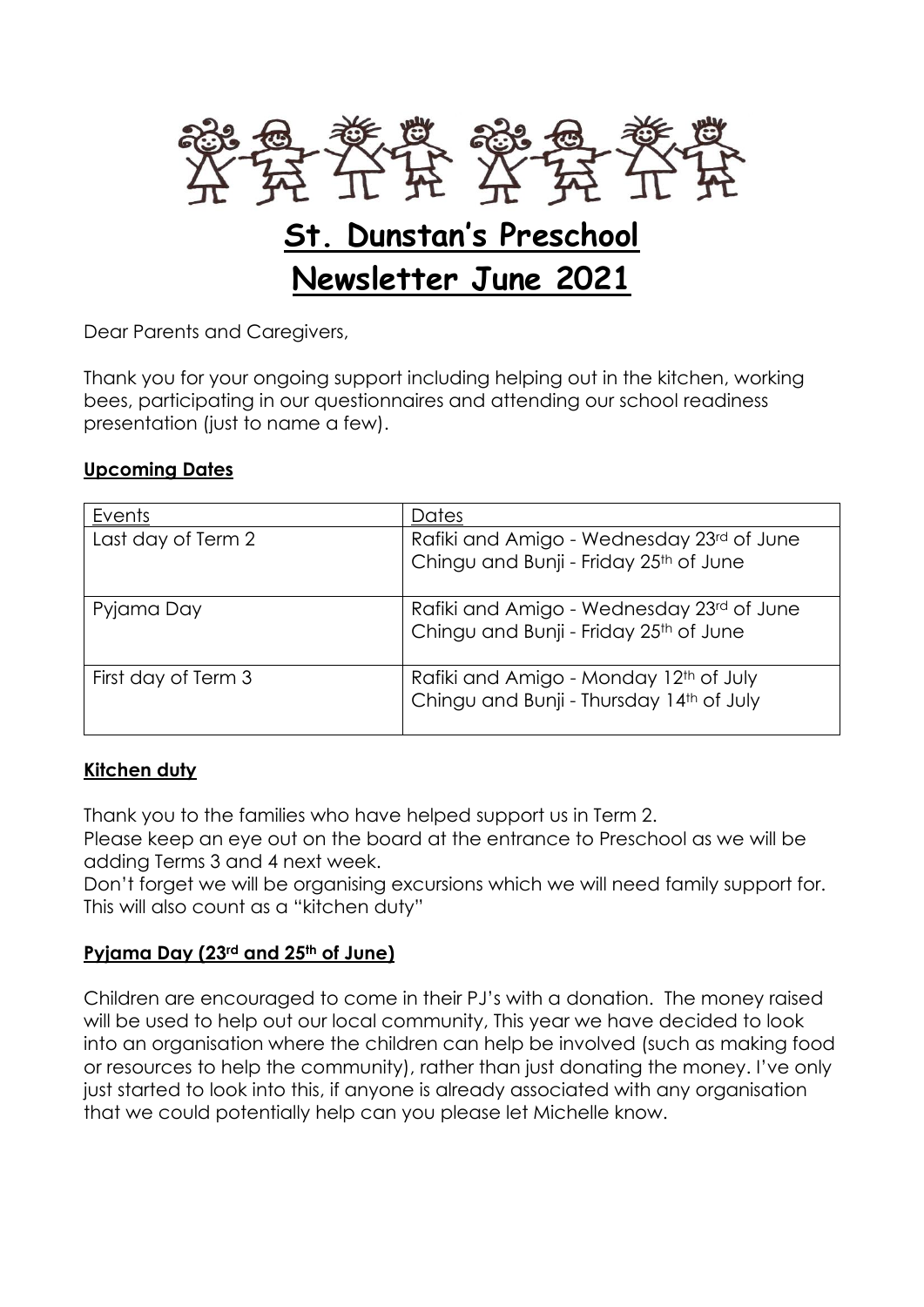# St. Dunstan's Preschool

# Newsletter June 2021

Dear Parents and Caregivers,

Thank you for your ongoing support including helping out in the kitchen, working bees, participating in our questionnaires and attending our school readiness presentation (just to name a few).

## Upcoming Dates

| Events | Dates |
| --- | --- |
| Last day of Term 2 | Rafiki and Amigo - Wednesday 23rd of June<br>Chingu and Bunji - Friday 25th of June |
| Pyjama Day | Rafiki and Amigo - Wednesday 23rd of June<br>Chingu and Bunji - Friday 25th of June |
| First day of Term 3 | Rafiki and Amigo - Monday 12th of July<br>Chingu and Bunji - Thursday 14th of July |

## Kitchen duty

Thank you to the families who have helped support us in Term 2.
Please keep an eye out on the board at the entrance to Preschool as we will be adding Terms 3 and 4 next week.
Don't forget we will be organising excursions which we will need family support for. This will also count as a "kitchen duty"

## Pyjama Day (23rd and 25th of June)

Children are encouraged to come in their PJ's with a donation. The money raised will be used to help out our local community, This year we have decided to look into an organisation where the children can help be involved (such as making food or resources to help the community), rather than just donating the money. I've only just started to look into this, if anyone is already associated with any organisation that we could potentially help can you please let Michelle know.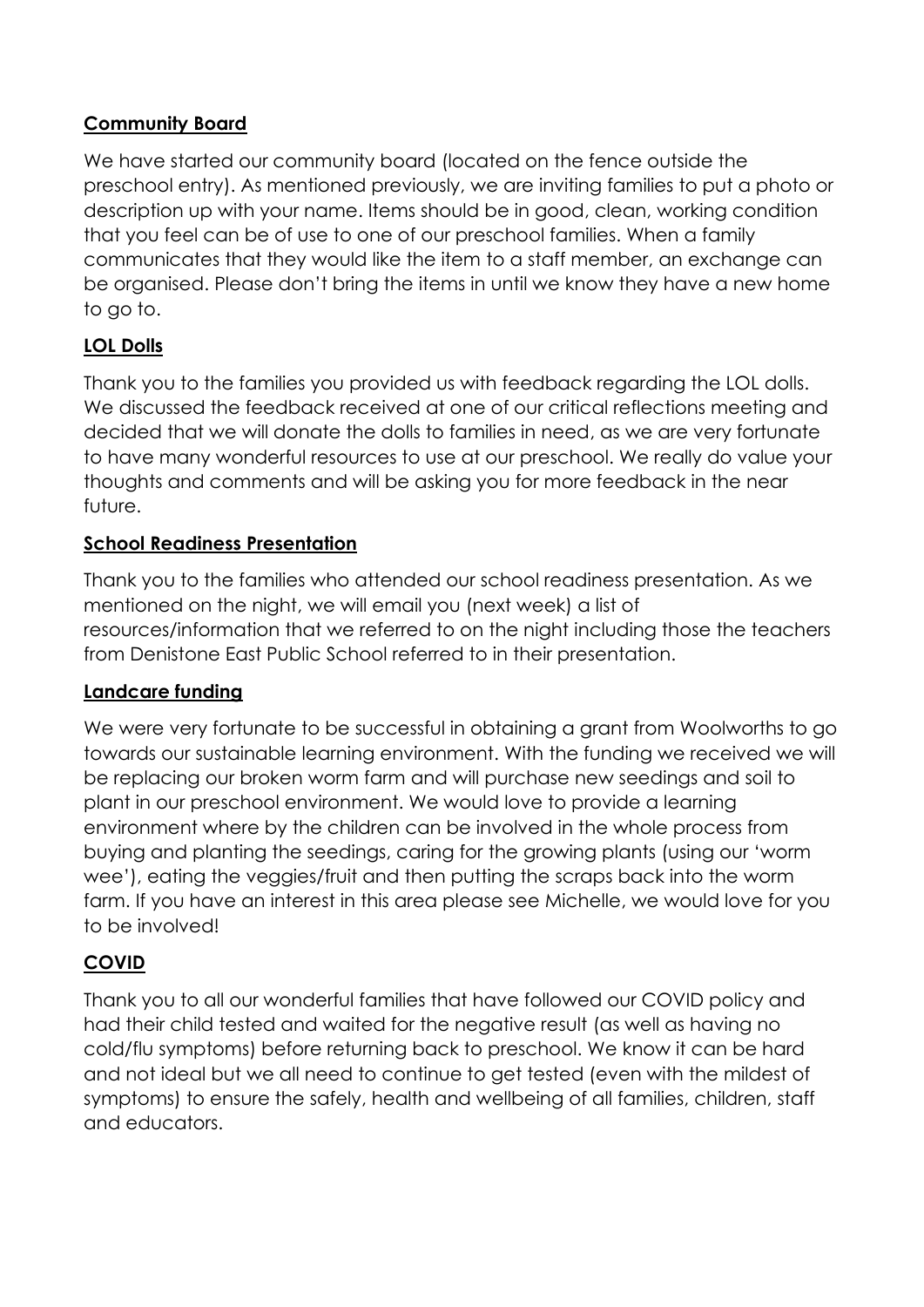**Community Board**

We have started our community board (located on the fence outside the preschool entry). As mentioned previously, we are inviting families to put a photo or description up with your name. Items should be in good, clean, working condition that you feel can be of use to one of our preschool families. When a family communicates that they would like the item to a staff member, an exchange can be organised. Please don't bring the items in until we know they have a new home to go to.

**LOL Dolls**

Thank you to the families you provided us with feedback regarding the LOL dolls. We discussed the feedback received at one of our critical reflections meeting and decided that we will donate the dolls to families in need, as we are very fortunate to have many wonderful resources to use at our preschool. We really do value your thoughts and comments and will be asking you for more feedback in the near future.

**School Readiness Presentation**

Thank you to the families who attended our school readiness presentation. As we mentioned on the night, we will email you (next week) a list of resources/information that we referred to on the night including those the teachers from Denistone East Public School referred to in their presentation.

**Landcare funding**

We were very fortunate to be successful in obtaining a grant from Woolworths to go towards our sustainable learning environment. With the funding we received we will be replacing our broken worm farm and will purchase new seedings and soil to plant in our preschool environment. We would love to provide a learning environment where by the children can be involved in the whole process from buying and planting the seedings, caring for the growing plants (using our 'worm wee'), eating the veggies/fruit and then putting the scraps back into the worm farm. If you have an interest in this area please see Michelle, we would love for you to be involved!

**COVID**

Thank you to all our wonderful families that have followed our COVID policy and had their child tested and waited for the negative result (as well as having no cold/flu symptoms) before returning back to preschool. We know it can be hard and not ideal but we all need to continue to get tested (even with the mildest of symptoms) to ensure the safely, health and wellbeing of all families, children, staff and educators.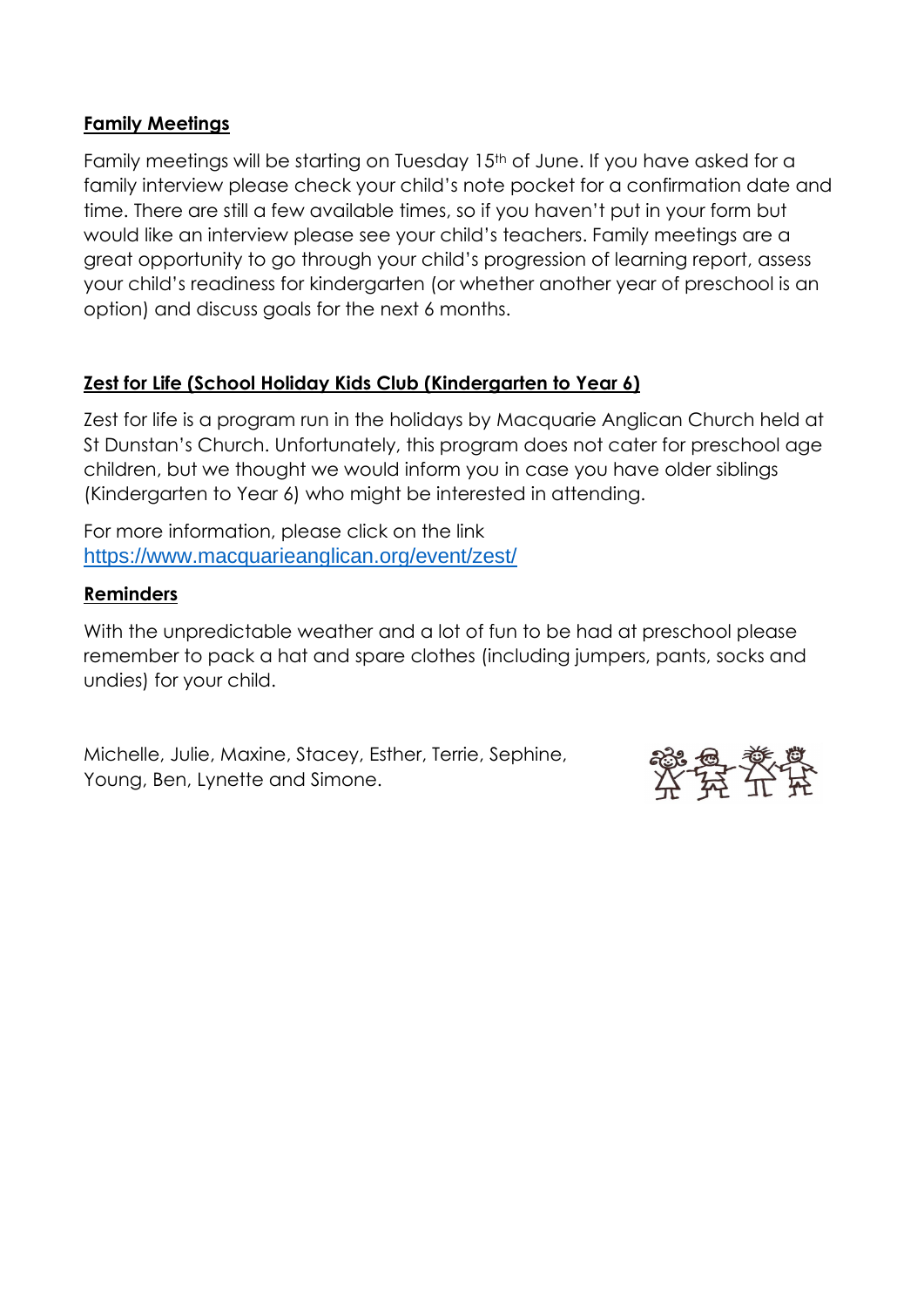**Family Meetings**

Family meetings will be starting on Tuesday 15th of June. If you have asked for a family interview please check your child's note pocket for a confirmation date and time. There are still a few available times, so if you haven't put in your form but would like an interview please see your child's teachers. Family meetings are a great opportunity to go through your child's progression of learning report, assess your child's readiness for kindergarten (or whether another year of preschool is an option) and discuss goals for the next 6 months.

**Zest for Life (School Holiday Kids Club (Kindergarten to Year 6)**

Zest for life is a program run in the holidays by Macquarie Anglican Church held at St Dunstan's Church. Unfortunately, this program does not cater for preschool age children, but we thought we would inform you in case you have older siblings (Kindergarten to Year 6) who might be interested in attending.

For more information, please click on the link https://www.macquarieanglican.org/event/zest/

**Reminders**

With the unpredictable weather and a lot of fun to be had at preschool please remember to pack a hat and spare clothes (including jumpers, pants, socks and undies) for your child.

Michelle, Julie, Maxine, Stacey, Esther, Terrie, Sephine, Young, Ben, Lynette and Simone.